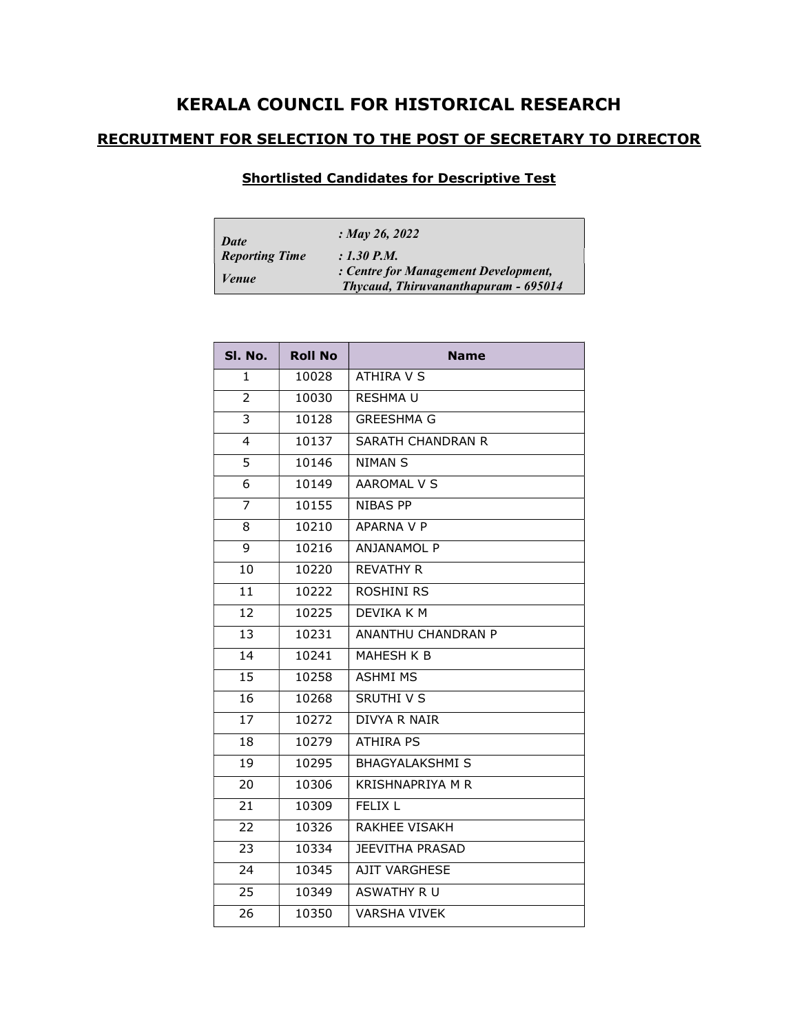# KERALA COUNCIL FOR HISTORICAL RESEARCH

## RECRUITMENT FOR SELECTION TO THE POST OF SECRETARY TO DIRECTOR

### Shortlisted Candidates for Descriptive Test

| | |
|---|---|
| ***Date*** | ***: May 26, 2022*** |
| ***Reporting Time*** | ***: 1.30 P.M.*** |
| ***Venue*** | ***: Centre for Management Development, Thycaud, Thiruvananthapuram - 695014*** |

| Sl. No. | Roll No | Name |
|---|---|---|
| 1 | 10028 | ATHIRA V S |
| 2 | 10030 | RESHMA U |
| 3 | 10128 | GREESHMA G |
| 4 | 10137 | SARATH CHANDRAN R |
| 5 | 10146 | NIMAN S |
| 6 | 10149 | AAROMAL V S |
| 7 | 10155 | NIBAS PP |
| 8 | 10210 | APARNA V P |
| 9 | 10216 | ANJANAMOL P |
| 10 | 10220 | REVATHY R |
| 11 | 10222 | ROSHINI RS |
| 12 | 10225 | DEVIKA K M |
| 13 | 10231 | ANANTHU CHANDRAN P |
| 14 | 10241 | MAHESH K B |
| 15 | 10258 | ASHMI MS |
| 16 | 10268 | SRUTHI V S |
| 17 | 10272 | DIVYA R NAIR |
| 18 | 10279 | ATHIRA PS |
| 19 | 10295 | BHAGYALAKSHMI S |
| 20 | 10306 | KRISHNAPRIYA M R |
| 21 | 10309 | FELIX L |
| 22 | 10326 | RAKHEE VISAKH |
| 23 | 10334 | JEEVITHA PRASAD |
| 24 | 10345 | AJIT VARGHESE |
| 25 | 10349 | ASWATHY R U |
| 26 | 10350 | VARSHA VIVEK |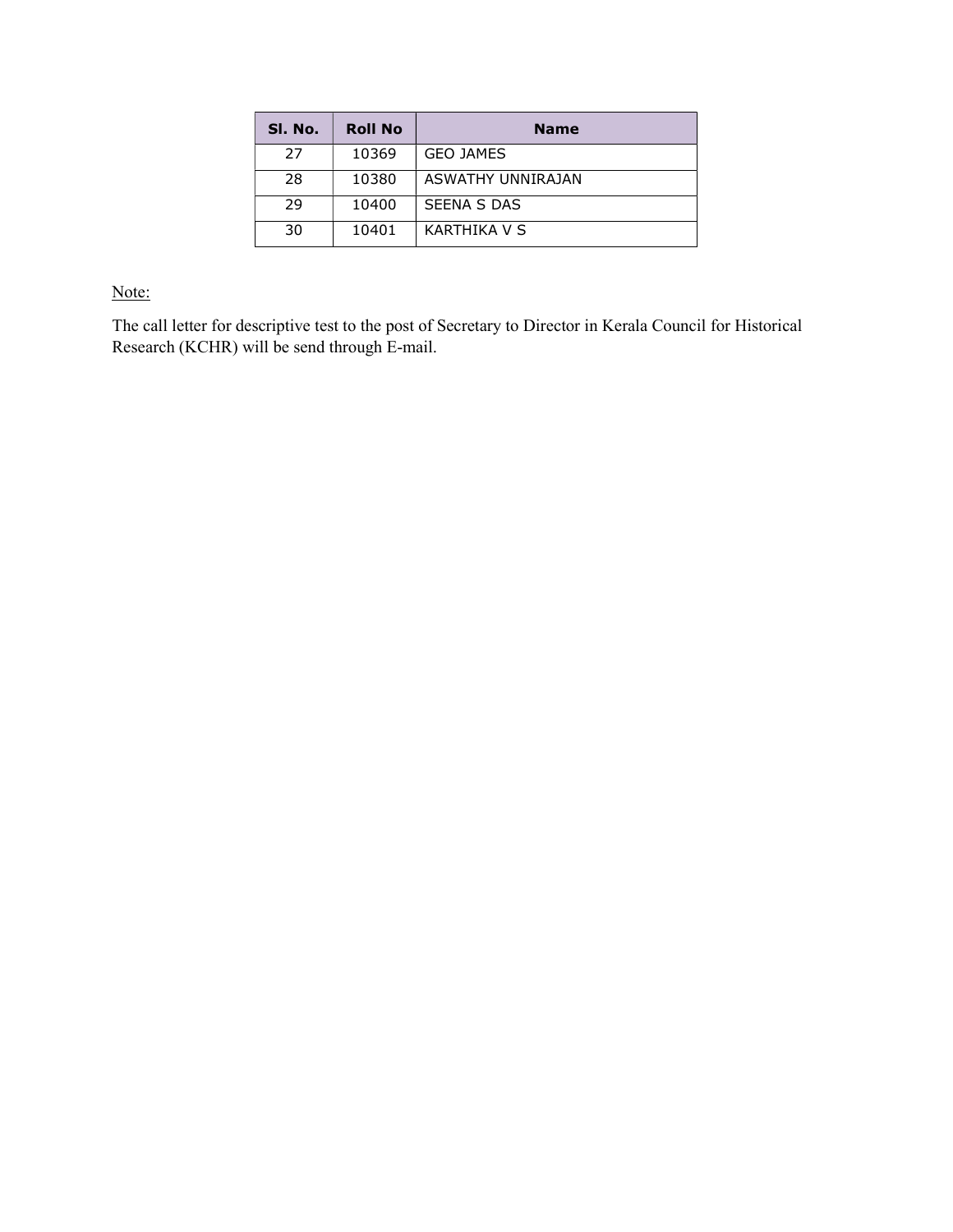| Sl. No. | Roll No | Name |
|---|---|---|
| 27 | 10369 | GEO JAMES |
| 28 | 10380 | ASWATHY UNNIRAJAN |
| 29 | 10400 | SEENA S DAS |
| 30 | 10401 | KARTHIKA V S |

Note:

The call letter for descriptive test to the post of Secretary to Director in Kerala Council for Historical Research (KCHR) will be send through E-mail.